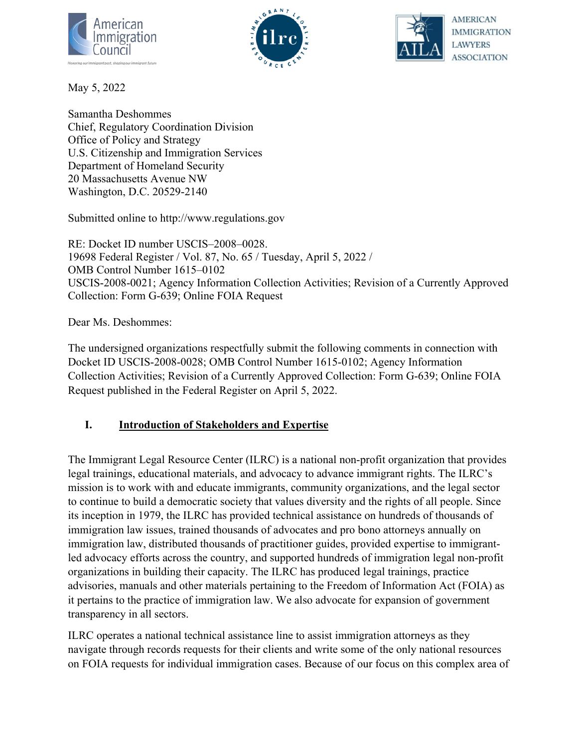American Immigration Council

ilrc — Immigrant Legal Resource Center

AILA — American Immigration Lawyers Association

May 5, 2022

Samantha Deshommes
Chief, Regulatory Coordination Division
Office of Policy and Strategy
U.S. Citizenship and Immigration Services
Department of Homeland Security
20 Massachusetts Avenue NW
Washington, D.C. 20529-2140

Submitted online to http://www.regulations.gov

RE: Docket ID number USCIS–2008–0028.
19698 Federal Register / Vol. 87, No. 65 / Tuesday, April 5, 2022 /
OMB Control Number 1615–0102
USCIS-2008-0021; Agency Information Collection Activities; Revision of a Currently Approved Collection: Form G-639; Online FOIA Request

Dear Ms. Deshommes:

The undersigned organizations respectfully submit the following comments in connection with Docket ID USCIS-2008-0028; OMB Control Number 1615-0102; Agency Information Collection Activities; Revision of a Currently Approved Collection: Form G-639; Online FOIA Request published in the Federal Register on April 5, 2022.

## I. Introduction of Stakeholders and Expertise

The Immigrant Legal Resource Center (ILRC) is a national non-profit organization that provides legal trainings, educational materials, and advocacy to advance immigrant rights. The ILRC's mission is to work with and educate immigrants, community organizations, and the legal sector to continue to build a democratic society that values diversity and the rights of all people. Since its inception in 1979, the ILRC has provided technical assistance on hundreds of thousands of immigration law issues, trained thousands of advocates and pro bono attorneys annually on immigration law, distributed thousands of practitioner guides, provided expertise to immigrant-led advocacy efforts across the country, and supported hundreds of immigration legal non-profit organizations in building their capacity. The ILRC has produced legal trainings, practice advisories, manuals and other materials pertaining to the Freedom of Information Act (FOIA) as it pertains to the practice of immigration law. We also advocate for expansion of government transparency in all sectors.

ILRC operates a national technical assistance line to assist immigration attorneys as they navigate through records requests for their clients and write some of the only national resources on FOIA requests for individual immigration cases. Because of our focus on this complex area of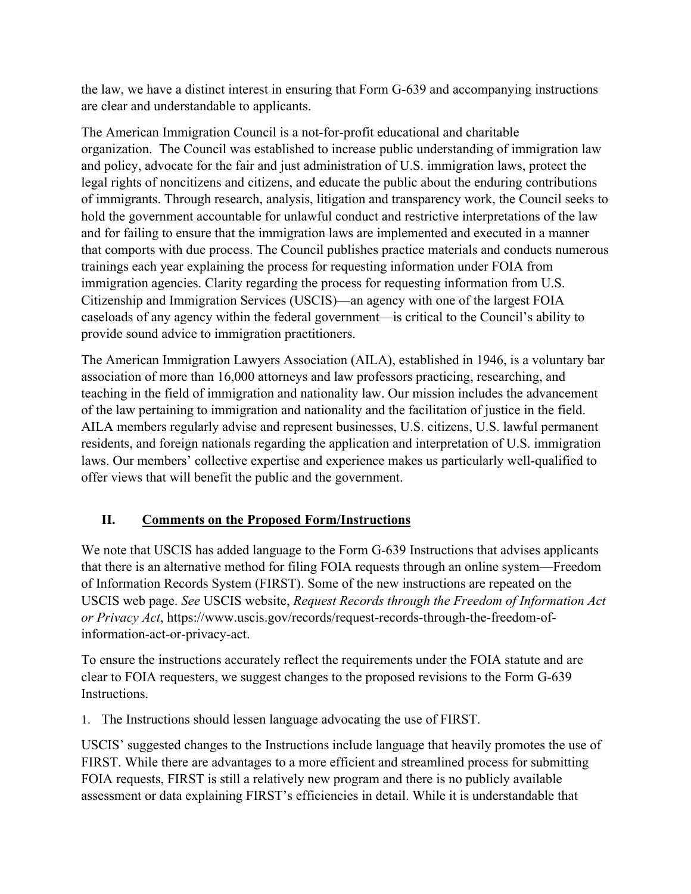the law, we have a distinct interest in ensuring that Form G-639 and accompanying instructions are clear and understandable to applicants.

The American Immigration Council is a not-for-profit educational and charitable organization. The Council was established to increase public understanding of immigration law and policy, advocate for the fair and just administration of U.S. immigration laws, protect the legal rights of noncitizens and citizens, and educate the public about the enduring contributions of immigrants. Through research, analysis, litigation and transparency work, the Council seeks to hold the government accountable for unlawful conduct and restrictive interpretations of the law and for failing to ensure that the immigration laws are implemented and executed in a manner that comports with due process. The Council publishes practice materials and conducts numerous trainings each year explaining the process for requesting information under FOIA from immigration agencies. Clarity regarding the process for requesting information from U.S. Citizenship and Immigration Services (USCIS)—an agency with one of the largest FOIA caseloads of any agency within the federal government—is critical to the Council's ability to provide sound advice to immigration practitioners.

The American Immigration Lawyers Association (AILA), established in 1946, is a voluntary bar association of more than 16,000 attorneys and law professors practicing, researching, and teaching in the field of immigration and nationality law. Our mission includes the advancement of the law pertaining to immigration and nationality and the facilitation of justice in the field. AILA members regularly advise and represent businesses, U.S. citizens, U.S. lawful permanent residents, and foreign nationals regarding the application and interpretation of U.S. immigration laws. Our members' collective expertise and experience makes us particularly well-qualified to offer views that will benefit the public and the government.

## II. Comments on the Proposed Form/Instructions

We note that USCIS has added language to the Form G-639 Instructions that advises applicants that there is an alternative method for filing FOIA requests through an online system—Freedom of Information Records System (FIRST). Some of the new instructions are repeated on the USCIS web page. *See* USCIS website, *Request Records through the Freedom of Information Act or Privacy Act*, https://www.uscis.gov/records/request-records-through-the-freedom-of-information-act-or-privacy-act.

To ensure the instructions accurately reflect the requirements under the FOIA statute and are clear to FOIA requesters, we suggest changes to the proposed revisions to the Form G-639 Instructions.

1. The Instructions should lessen language advocating the use of FIRST.

USCIS' suggested changes to the Instructions include language that heavily promotes the use of FIRST. While there are advantages to a more efficient and streamlined process for submitting FOIA requests, FIRST is still a relatively new program and there is no publicly available assessment or data explaining FIRST's efficiencies in detail. While it is understandable that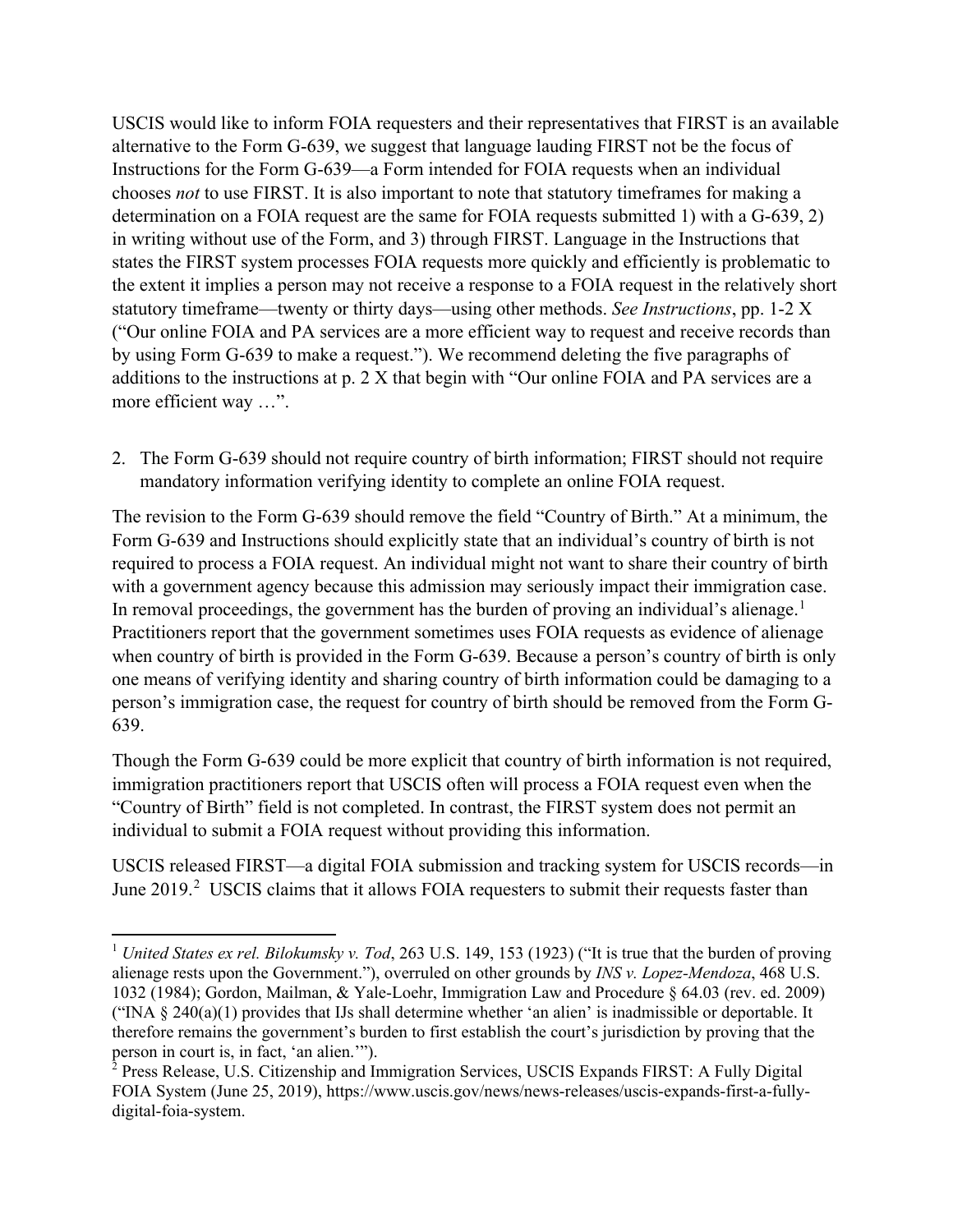USCIS would like to inform FOIA requesters and their representatives that FIRST is an available alternative to the Form G-639, we suggest that language lauding FIRST not be the focus of Instructions for the Form G-639—a Form intended for FOIA requests when an individual chooses *not* to use FIRST. It is also important to note that statutory timeframes for making a determination on a FOIA request are the same for FOIA requests submitted 1) with a G-639, 2) in writing without use of the Form, and 3) through FIRST. Language in the Instructions that states the FIRST system processes FOIA requests more quickly and efficiently is problematic to the extent it implies a person may not receive a response to a FOIA request in the relatively short statutory timeframe—twenty or thirty days—using other methods. *See Instructions*, pp. 1-2 X ("Our online FOIA and PA services are a more efficient way to request and receive records than by using Form G-639 to make a request."). We recommend deleting the five paragraphs of additions to the instructions at p. 2 X that begin with "Our online FOIA and PA services are a more efficient way …".

2. The Form G-639 should not require country of birth information; FIRST should not require mandatory information verifying identity to complete an online FOIA request.

The revision to the Form G-639 should remove the field "Country of Birth." At a minimum, the Form G-639 and Instructions should explicitly state that an individual's country of birth is not required to process a FOIA request. An individual might not want to share their country of birth with a government agency because this admission may seriously impact their immigration case. In removal proceedings, the government has the burden of proving an individual's alienage.[1] Practitioners report that the government sometimes uses FOIA requests as evidence of alienage when country of birth is provided in the Form G-639. Because a person's country of birth is only one means of verifying identity and sharing country of birth information could be damaging to a person's immigration case, the request for country of birth should be removed from the Form G-639.

Though the Form G-639 could be more explicit that country of birth information is not required, immigration practitioners report that USCIS often will process a FOIA request even when the "Country of Birth" field is not completed. In contrast, the FIRST system does not permit an individual to submit a FOIA request without providing this information.

USCIS released FIRST—a digital FOIA submission and tracking system for USCIS records—in June 2019.[2] USCIS claims that it allows FOIA requesters to submit their requests faster than

---

[1] *United States ex rel. Bilokumsky v. Tod*, 263 U.S. 149, 153 (1923) ("It is true that the burden of proving alienage rests upon the Government."), overruled on other grounds by *INS v. Lopez-Mendoza*, 468 U.S. 1032 (1984); Gordon, Mailman, & Yale-Loehr, Immigration Law and Procedure § 64.03 (rev. ed. 2009) ("INA § 240(a)(1) provides that IJs shall determine whether 'an alien' is inadmissible or deportable. It therefore remains the government's burden to first establish the court's jurisdiction by proving that the person in court is, in fact, 'an alien.'").

[2] Press Release, U.S. Citizenship and Immigration Services, USCIS Expands FIRST: A Fully Digital FOIA System (June 25, 2019), https://www.uscis.gov/news/news-releases/uscis-expands-first-a-fully-digital-foia-system.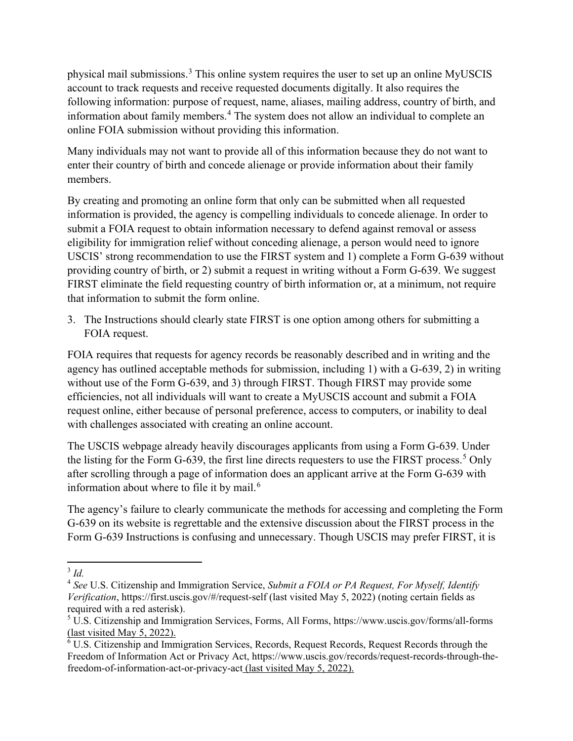physical mail submissions.[3] This online system requires the user to set up an online MyUSCIS account to track requests and receive requested documents digitally. It also requires the following information: purpose of request, name, aliases, mailing address, country of birth, and information about family members.[4] The system does not allow an individual to complete an online FOIA submission without providing this information.

Many individuals may not want to provide all of this information because they do not want to enter their country of birth and concede alienage or provide information about their family members.

By creating and promoting an online form that only can be submitted when all requested information is provided, the agency is compelling individuals to concede alienage. In order to submit a FOIA request to obtain information necessary to defend against removal or assess eligibility for immigration relief without conceding alienage, a person would need to ignore USCIS' strong recommendation to use the FIRST system and 1) complete a Form G-639 without providing country of birth, or 2) submit a request in writing without a Form G-639. We suggest FIRST eliminate the field requesting country of birth information or, at a minimum, not require that information to submit the form online.

3. The Instructions should clearly state FIRST is one option among others for submitting a FOIA request.

FOIA requires that requests for agency records be reasonably described and in writing and the agency has outlined acceptable methods for submission, including 1) with a G-639, 2) in writing without use of the Form G-639, and 3) through FIRST. Though FIRST may provide some efficiencies, not all individuals will want to create a MyUSCIS account and submit a FOIA request online, either because of personal preference, access to computers, or inability to deal with challenges associated with creating an online account.

The USCIS webpage already heavily discourages applicants from using a Form G-639. Under the listing for the Form G-639, the first line directs requesters to use the FIRST process.[5] Only after scrolling through a page of information does an applicant arrive at the Form G-639 with information about where to file it by mail.[6]

The agency's failure to clearly communicate the methods for accessing and completing the Form G-639 on its website is regrettable and the extensive discussion about the FIRST process in the Form G-639 Instructions is confusing and unnecessary. Though USCIS may prefer FIRST, it is

---

[3] *Id.*

[4] *See* U.S. Citizenship and Immigration Service, *Submit a FOIA or PA Request, For Myself, Identify Verification*, https://first.uscis.gov/#/request-self (last visited May 5, 2022) (noting certain fields as required with a red asterisk).

[5] U.S. Citizenship and Immigration Services, Forms, All Forms, https://www.uscis.gov/forms/all-forms (last visited May 5, 2022).

[6] U.S. Citizenship and Immigration Services, Records, Request Records, Request Records through the Freedom of Information Act or Privacy Act, https://www.uscis.gov/records/request-records-through-the-freedom-of-information-act-or-privacy-act (last visited May 5, 2022).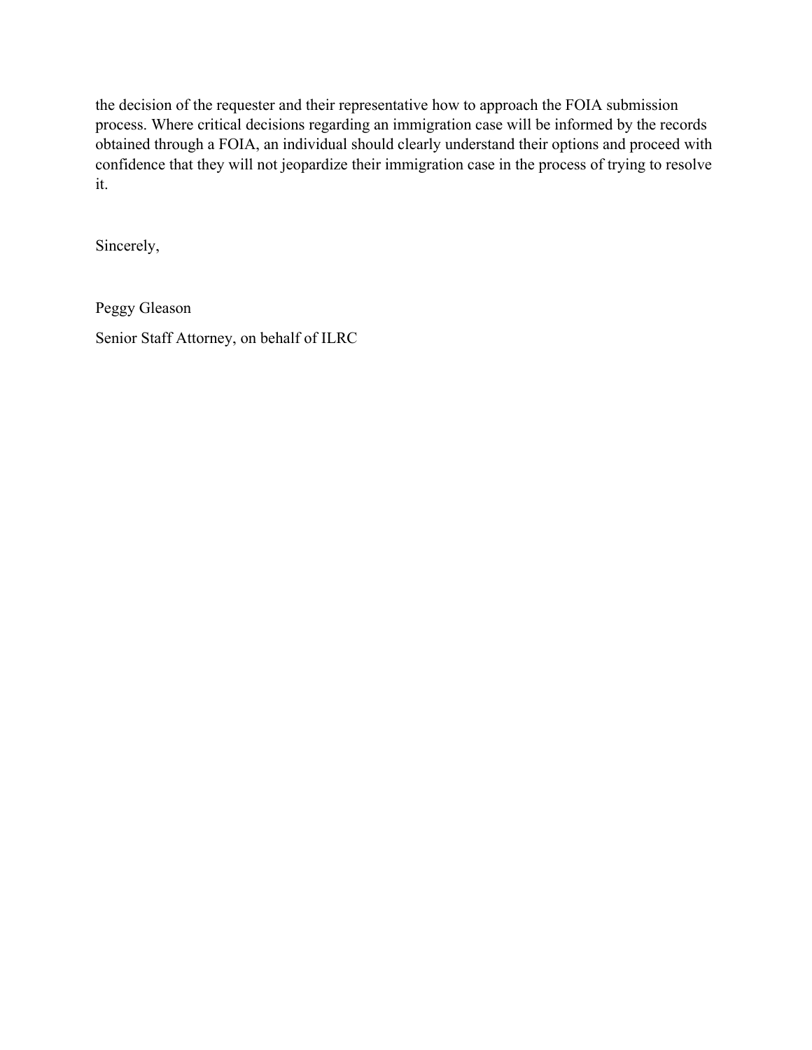the decision of the requester and their representative how to approach the FOIA submission process. Where critical decisions regarding an immigration case will be informed by the records obtained through a FOIA, an individual should clearly understand their options and proceed with confidence that they will not jeopardize their immigration case in the process of trying to resolve it.

Sincerely,

Peggy Gleason

Senior Staff Attorney, on behalf of ILRC